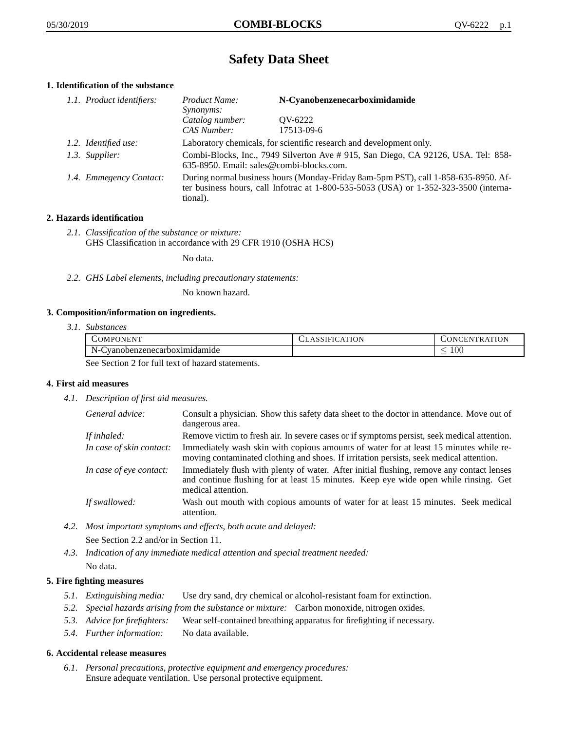# Safety Data Sheet

## 1. Identification of the substance

1.1. *Product identifiers:*

| | |
|---|---|
| *Product Name:* | **N-Cyanobenzenecarboximidamide** |
| *Synonyms:* | |
| *Catalog number:* | QV-6222 |
| *CAS Number:* | 17513-09-6 |

1.2. *Identified use:* Laboratory chemicals, for scientific research and development only.

1.3. *Supplier:* Combi-Blocks, Inc., 7949 Silverton Ave # 915, San Diego, CA 92126, USA. Tel: 858-635-8950. Email: sales@combi-blocks.com.

1.4. *Emmegency Contact:* During normal business hours (Monday-Friday 8am-5pm PST), call 1-858-635-8950. After business hours, call Infotrac at 1-800-535-5053 (USA) or 1-352-323-3500 (international).

## 2. Hazards identification

2.1. *Classification of the substance or mixture:*
GHS Classification in accordance with 29 CFR 1910 (OSHA HCS)

No data.

2.2. *GHS Label elements, including precautionary statements:*

No known hazard.

## 3. Composition/information on ingredients.

3.1. *Substances*

| COMPONENT | CLASSIFICATION | CONCENTRATION |
|---|---|---|
| N-Cyanobenzenecarboximidamide | | $\leq 100$ |

See Section 2 for full text of hazard statements.

## 4. First aid measures

4.1. *Description of first aid measures.*

*General advice:* Consult a physician. Show this safety data sheet to the doctor in attendance. Move out of dangerous area.

*If inhaled:* Remove victim to fresh air. In severe cases or if symptoms persist, seek medical attention.

*In case of skin contact:* Immediately wash skin with copious amounts of water for at least 15 minutes while removing contaminated clothing and shoes. If irritation persists, seek medical attention.

*In case of eye contact:* Immediately flush with plenty of water. After initial flushing, remove any contact lenses and continue flushing for at least 15 minutes. Keep eye wide open while rinsing. Get medical attention.

*If swallowed:* Wash out mouth with copious amounts of water for at least 15 minutes. Seek medical attention.

4.2. *Most important symptoms and effects, both acute and delayed:*

See Section 2.2 and/or in Section 11.

4.3. *Indication of any immediate medical attention and special treatment needed:*

No data.

## 5. Fire fighting measures

5.1. *Extinguishing media:* Use dry sand, dry chemical or alcohol-resistant foam for extinction.

5.2. *Special hazards arising from the substance or mixture:* Carbon monoxide, nitrogen oxides.

5.3. *Advice for firefighters:* Wear self-contained breathing apparatus for firefighting if necessary.

5.4. *Further information:* No data available.

## 6. Accidental release measures

6.1. *Personal precautions, protective equipment and emergency procedures:*
Ensure adequate ventilation. Use personal protective equipment.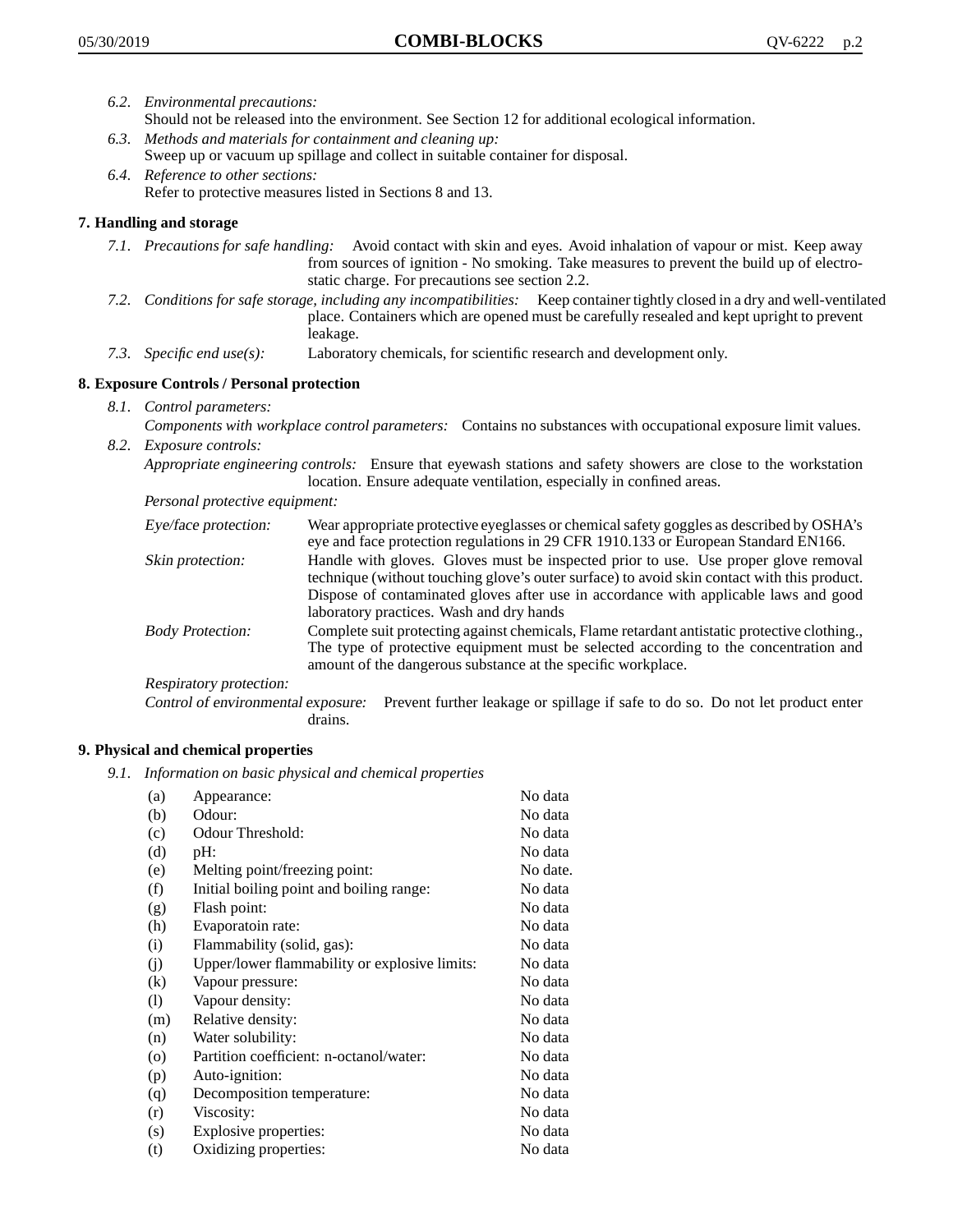*6.2. Environmental precautions:*
Should not be released into the environment. See Section 12 for additional ecological information.

*6.3. Methods and materials for containment and cleaning up:*
Sweep up or vacuum up spillage and collect in suitable container for disposal.

*6.4. Reference to other sections:*
Refer to protective measures listed in Sections 8 and 13.

## 7. Handling and storage

*7.1. Precautions for safe handling:* Avoid contact with skin and eyes. Avoid inhalation of vapour or mist. Keep away from sources of ignition - No smoking. Take measures to prevent the build up of electrostatic charge. For precautions see section 2.2.

*7.2. Conditions for safe storage, including any incompatibilities:* Keep container tightly closed in a dry and well-ventilated place. Containers which are opened must be carefully resealed and kept upright to prevent leakage.

*7.3. Specific end use(s):* Laboratory chemicals, for scientific research and development only.

## 8. Exposure Controls / Personal protection

*8.1. Control parameters:*
*Components with workplace control parameters:* Contains no substances with occupational exposure limit values.

*8.2. Exposure controls:*
*Appropriate engineering controls:* Ensure that eyewash stations and safety showers are close to the workstation location. Ensure adequate ventilation, especially in confined areas.

*Personal protective equipment:*

*Eye/face protection:* Wear appropriate protective eyeglasses or chemical safety goggles as described by OSHA's eye and face protection regulations in 29 CFR 1910.133 or European Standard EN166.

*Skin protection:* Handle with gloves. Gloves must be inspected prior to use. Use proper glove removal technique (without touching glove's outer surface) to avoid skin contact with this product. Dispose of contaminated gloves after use in accordance with applicable laws and good laboratory practices. Wash and dry hands

*Body Protection:* Complete suit protecting against chemicals, Flame retardant antistatic protective clothing., The type of protective equipment must be selected according to the concentration and amount of the dangerous substance at the specific workplace.

*Respiratory protection:*

*Control of environmental exposure:* Prevent further leakage or spillage if safe to do so. Do not let product enter drains.

## 9. Physical and chemical properties

*9.1. Information on basic physical and chemical properties*

| | | |
|---|---|---|
| (a) | Appearance: | No data |
| (b) | Odour: | No data |
| (c) | Odour Threshold: | No data |
| (d) | pH: | No data |
| (e) | Melting point/freezing point: | No date. |
| (f) | Initial boiling point and boiling range: | No data |
| (g) | Flash point: | No data |
| (h) | Evaporatoin rate: | No data |
| (i) | Flammability (solid, gas): | No data |
| (j) | Upper/lower flammability or explosive limits: | No data |
| (k) | Vapour pressure: | No data |
| (l) | Vapour density: | No data |
| (m) | Relative density: | No data |
| (n) | Water solubility: | No data |
| (o) | Partition coefficient: n-octanol/water: | No data |
| (p) | Auto-ignition: | No data |
| (q) | Decomposition temperature: | No data |
| (r) | Viscosity: | No data |
| (s) | Explosive properties: | No data |
| (t) | Oxidizing properties: | No data |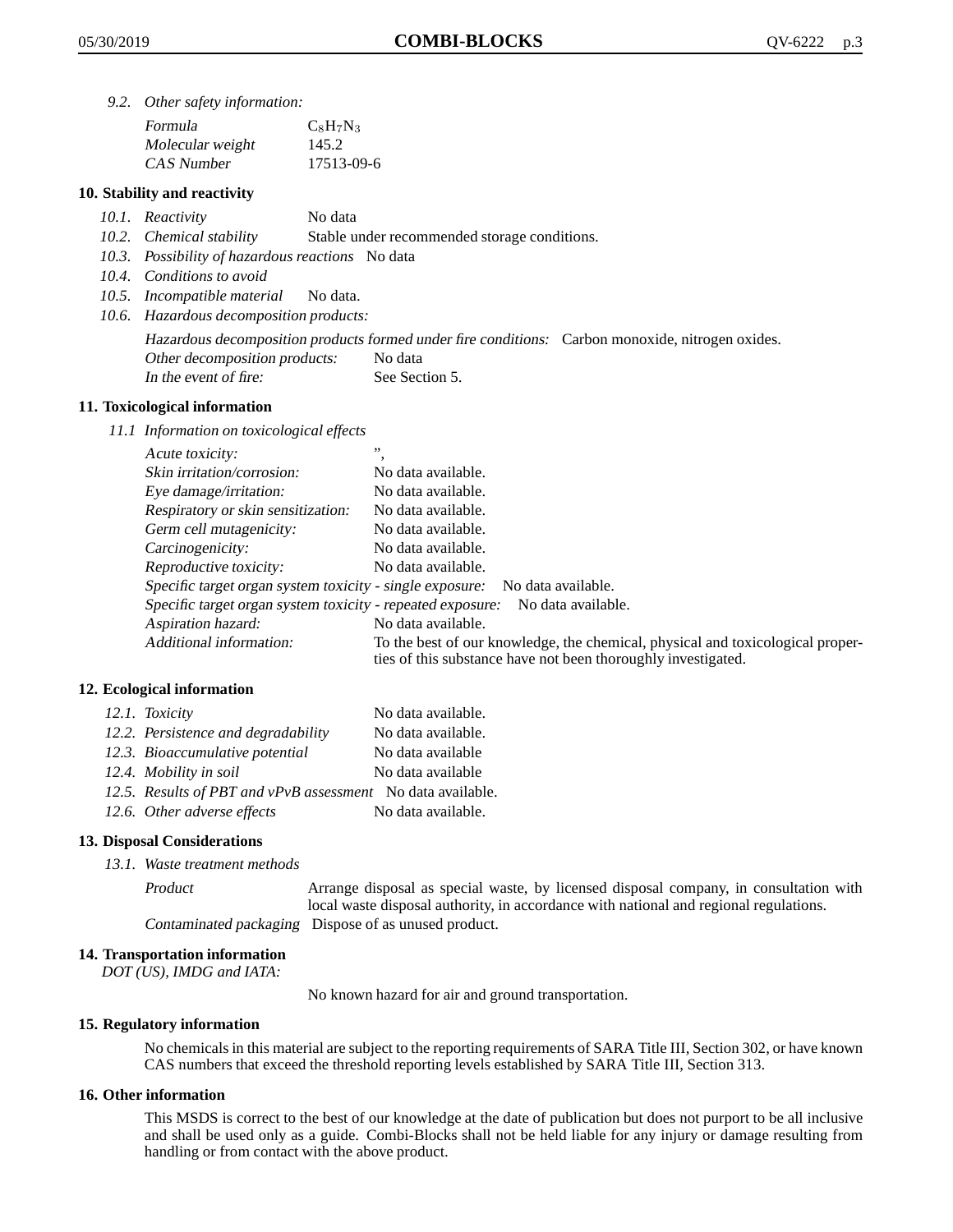*9.2. Other safety information:*

| | |
|---|---|
| *Formula* | $C_8H_7N_3$ |
| *Molecular weight* | 145.2 |
| *CAS Number* | 17513-09-6 |

## 10. Stability and reactivity

*10.1. Reactivity* No data

*10.2. Chemical stability* Stable under recommended storage conditions.

*10.3. Possibility of hazardous reactions* No data

*10.4. Conditions to avoid*

*10.5. Incompatible material* No data.

*10.6. Hazardous decomposition products:*

*Hazardous decomposition products formed under fire conditions:* Carbon monoxide, nitrogen oxides.

*Other decomposition products:* No data

*In the event of fire:* See Section 5.

## 11. Toxicological information

*11.1 Information on toxicological effects*

| | |
|---|---|
| *Acute toxicity:* | ”, |
| *Skin irritation/corrosion:* | No data available. |
| *Eye damage/irritation:* | No data available. |
| *Respiratory or skin sensitization:* | No data available. |
| *Germ cell mutagenicity:* | No data available. |
| *Carcinogenicity:* | No data available. |
| *Reproductive toxicity:* | No data available. |
| *Specific target organ system toxicity - single exposure:* | No data available. |
| *Specific target organ system toxicity - repeated exposure:* | No data available. |
| *Aspiration hazard:* | No data available. |
| *Additional information:* | To the best of our knowledge, the chemical, physical and toxicological properties of this substance have not been thoroughly investigated. |

## 12. Ecological information

| | |
|---|---|
| *12.1. Toxicity* | No data available. |
| *12.2. Persistence and degradability* | No data available. |
| *12.3. Bioaccumulative potential* | No data available |
| *12.4. Mobility in soil* | No data available |
| *12.5. Results of PBT and vPvB assessment* | No data available. |
| *12.6. Other adverse effects* | No data available. |

## 13. Disposal Considerations

*13.1. Waste treatment methods*

*Product* Arrange disposal as special waste, by licensed disposal company, in consultation with local waste disposal authority, in accordance with national and regional regulations.

*Contaminated packaging* Dispose of as unused product.

## 14. Transportation information

*DOT (US), IMDG and IATA:*

No known hazard for air and ground transportation.

## 15. Regulatory information

No chemicals in this material are subject to the reporting requirements of SARA Title III, Section 302, or have known CAS numbers that exceed the threshold reporting levels established by SARA Title III, Section 313.

## 16. Other information

This MSDS is correct to the best of our knowledge at the date of publication but does not purport to be all inclusive and shall be used only as a guide. Combi-Blocks shall not be held liable for any injury or damage resulting from handling or from contact with the above product.